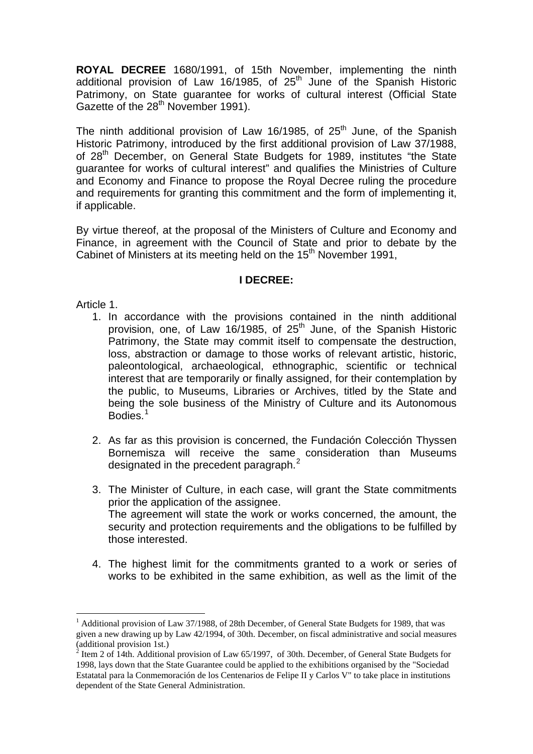**ROYAL DECREE** 1680/1991, of 15th November, implementing the ninth additional provision of Law 16/1985, of 25th June of the Spanish Historic Patrimony, on State guarantee for works of cultural interest (Official State Gazette of the 28th November 1991).

The ninth additional provision of Law 16/1985, of 25th June, of the Spanish Historic Patrimony, introduced by the first additional provision of Law 37/1988, of 28th December, on General State Budgets for 1989, institutes "the State guarantee for works of cultural interest" and qualifies the Ministries of Culture and Economy and Finance to propose the Royal Decree ruling the procedure and requirements for granting this commitment and the form of implementing it, if applicable.

By virtue thereof, at the proposal of the Ministers of Culture and Economy and Finance, in agreement with the Council of State and prior to debate by the Cabinet of Ministers at its meeting held on the 15th November 1991,

**I DECREE:**

Article 1.

1. In accordance with the provisions contained in the ninth additional provision, one, of Law 16/1985, of 25th June, of the Spanish Historic Patrimony, the State may commit itself to compensate the destruction, loss, abstraction or damage to those works of relevant artistic, historic, paleontological, archaeological, ethnographic, scientific or technical interest that are temporarily or finally assigned, for their contemplation by the public, to Museums, Libraries or Archives, titled by the State and being the sole business of the Ministry of Culture and its Autonomous Bodies.[1]

2. As far as this provision is concerned, the Fundación Colección Thyssen Bornemisza will receive the same consideration than Museums designated in the precedent paragraph.[2]

3. The Minister of Culture, in each case, will grant the State commitments prior the application of the assignee.
   The agreement will state the work or works concerned, the amount, the security and protection requirements and the obligations to be fulfilled by those interested.

4. The highest limit for the commitments granted to a work or series of works to be exhibited in the same exhibition, as well as the limit of the

---

[1] Additional provision of Law 37/1988, of 28th December, of General State Budgets for 1989, that was given a new drawing up by Law 42/1994, of 30th. December, on fiscal administrative and social measures (additional provision 1st.)

[2] Item 2 of 14th. Additional provision of Law 65/1997, of 30th. December, of General State Budgets for 1998, lays down that the State Guarantee could be applied to the exhibitions organised by the "Sociedad Estatatal para la Conmemoración de los Centenarios de Felipe II y Carlos V" to take place in institutions dependent of the State General Administration.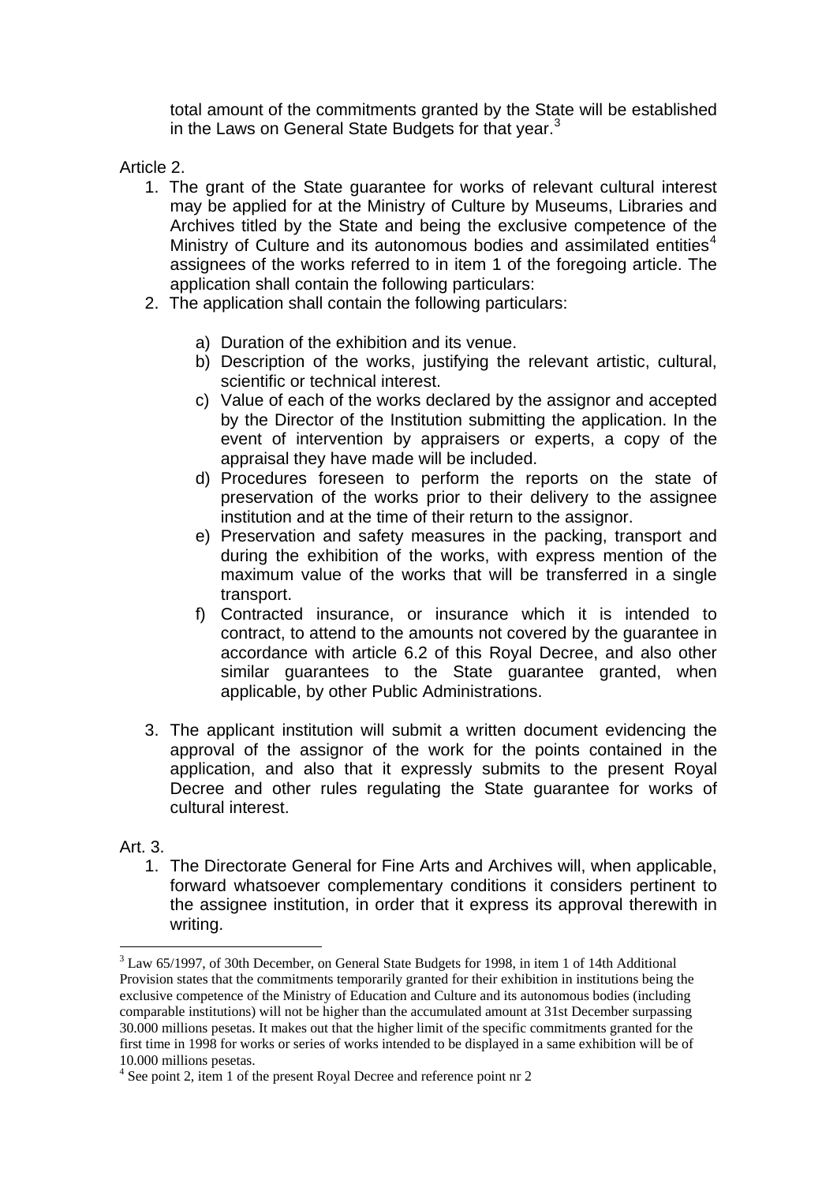total amount of the commitments granted by the State will be established in the Laws on General State Budgets for that year.[3]

Article 2.

1. The grant of the State guarantee for works of relevant cultural interest may be applied for at the Ministry of Culture by Museums, Libraries and Archives titled by the State and being the exclusive competence of the Ministry of Culture and its autonomous bodies and assimilated entities[4] assignees of the works referred to in item 1 of the foregoing article. The application shall contain the following particulars:
2. The application shall contain the following particulars:
   a) Duration of the exhibition and its venue.
   b) Description of the works, justifying the relevant artistic, cultural, scientific or technical interest.
   c) Value of each of the works declared by the assignor and accepted by the Director of the Institution submitting the application. In the event of intervention by appraisers or experts, a copy of the appraisal they have made will be included.
   d) Procedures foreseen to perform the reports on the state of preservation of the works prior to their delivery to the assignee institution and at the time of their return to the assignor.
   e) Preservation and safety measures in the packing, transport and during the exhibition of the works, with express mention of the maximum value of the works that will be transferred in a single transport.
   f) Contracted insurance, or insurance which it is intended to contract, to attend to the amounts not covered by the guarantee in accordance with article 6.2 of this Royal Decree, and also other similar guarantees to the State guarantee granted, when applicable, by other Public Administrations.
3. The applicant institution will submit a written document evidencing the approval of the assignor of the work for the points contained in the application, and also that it expressly submits to the present Royal Decree and other rules regulating the State guarantee for works of cultural interest.

Art. 3.

1. The Directorate General for Fine Arts and Archives will, when applicable, forward whatsoever complementary conditions it considers pertinent to the assignee institution, in order that it express its approval therewith in writing.

---

[3] Law 65/1997, of 30th December, on General State Budgets for 1998, in item 1 of 14th Additional Provision states that the commitments temporarily granted for their exhibition in institutions being the exclusive competence of the Ministry of Education and Culture and its autonomous bodies (including comparable institutions) will not be higher than the accumulated amount at 31st December surpassing 30.000 millions pesetas. It makes out that the higher limit of the specific commitments granted for the first time in 1998 for works or series of works intended to be displayed in a same exhibition will be of 10.000 millions pesetas.

[4] See point 2, item 1 of the present Royal Decree and reference point nr 2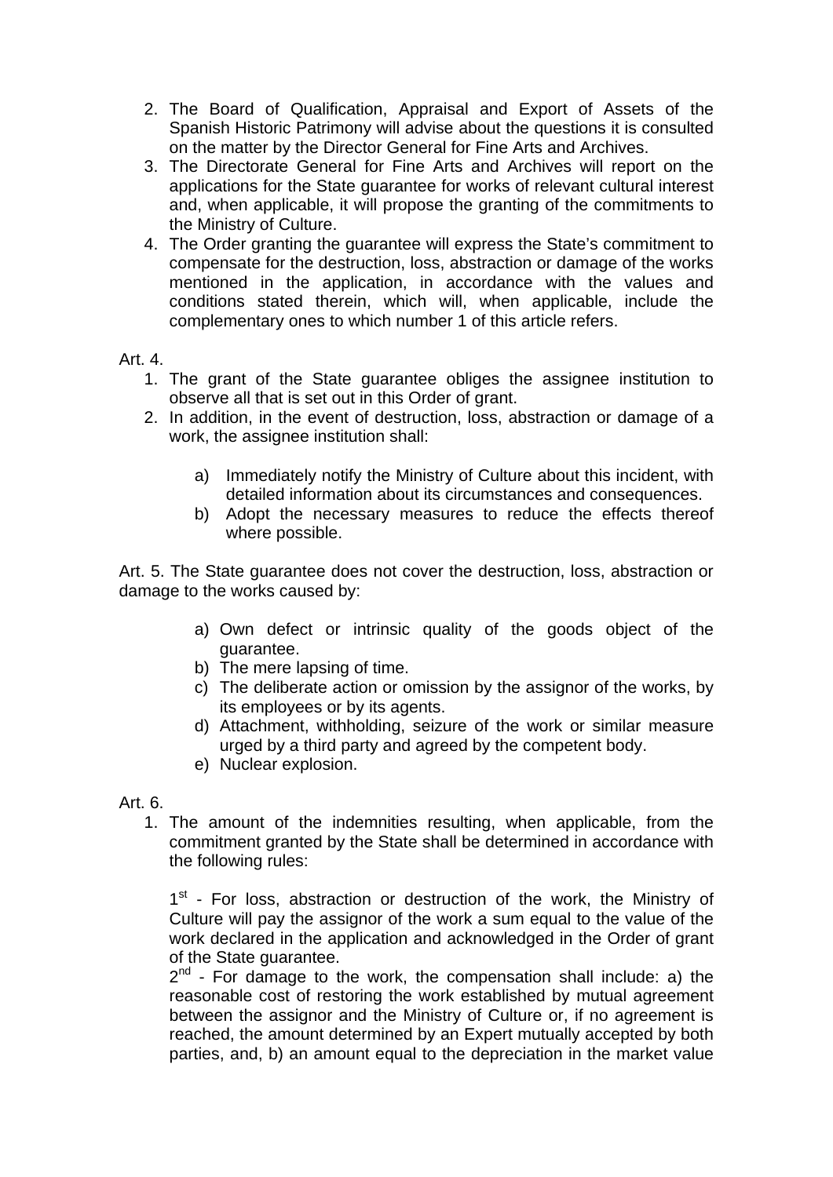2. The Board of Qualification, Appraisal and Export of Assets of the Spanish Historic Patrimony will advise about the questions it is consulted on the matter by the Director General for Fine Arts and Archives.
3. The Directorate General for Fine Arts and Archives will report on the applications for the State guarantee for works of relevant cultural interest and, when applicable, it will propose the granting of the commitments to the Ministry of Culture.
4. The Order granting the guarantee will express the State's commitment to compensate for the destruction, loss, abstraction or damage of the works mentioned in the application, in accordance with the values and conditions stated therein, which will, when applicable, include the complementary ones to which number 1 of this article refers.

Art. 4.

1. The grant of the State guarantee obliges the assignee institution to observe all that is set out in this Order of grant.
2. In addition, in the event of destruction, loss, abstraction or damage of a work, the assignee institution shall:

    a) Immediately notify the Ministry of Culture about this incident, with detailed information about its circumstances and consequences.
    b) Adopt the necessary measures to reduce the effects thereof where possible.

Art. 5. The State guarantee does not cover the destruction, loss, abstraction or damage to the works caused by:

a) Own defect or intrinsic quality of the goods object of the guarantee.
b) The mere lapsing of time.
c) The deliberate action or omission by the assignor of the works, by its employees or by its agents.
d) Attachment, withholding, seizure of the work or similar measure urged by a third party and agreed by the competent body.
e) Nuclear explosion.

Art. 6.

1. The amount of the indemnities resulting, when applicable, from the commitment granted by the State shall be determined in accordance with the following rules:

    1st - For loss, abstraction or destruction of the work, the Ministry of Culture will pay the assignor of the work a sum equal to the value of the work declared in the application and acknowledged in the Order of grant of the State guarantee.

    2nd - For damage to the work, the compensation shall include: a) the reasonable cost of restoring the work established by mutual agreement between the assignor and the Ministry of Culture or, if no agreement is reached, the amount determined by an Expert mutually accepted by both parties, and, b) an amount equal to the depreciation in the market value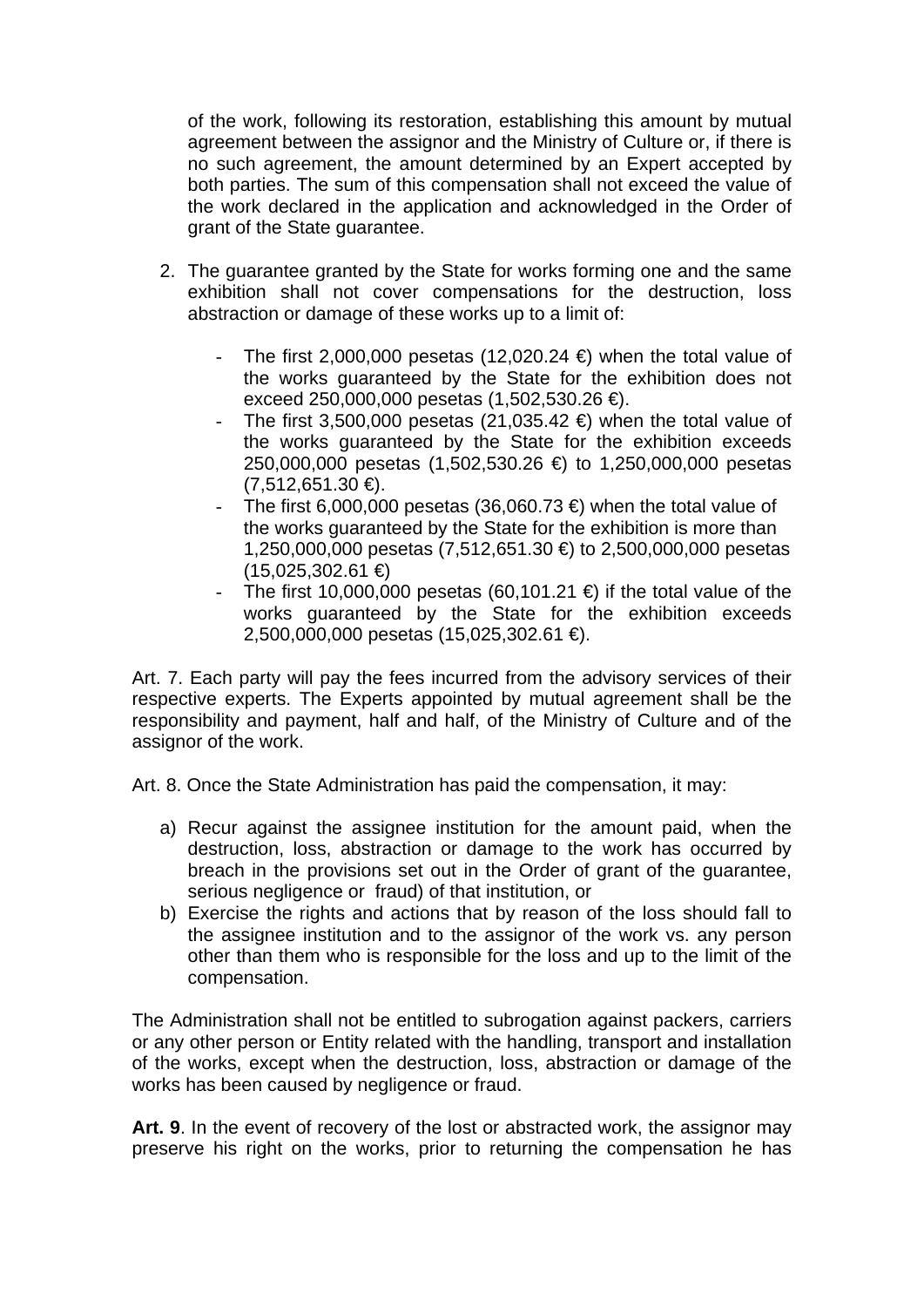of the work, following its restoration, establishing this amount by mutual agreement between the assignor and the Ministry of Culture or, if there is no such agreement, the amount determined by an Expert accepted by both parties. The sum of this compensation shall not exceed the value of the work declared in the application and acknowledged in the Order of grant of the State guarantee.

2. The guarantee granted by the State for works forming one and the same exhibition shall not cover compensations for the destruction, loss abstraction or damage of these works up to a limit of:

   - The first 2,000,000 pesetas (12,020.24 €) when the total value of the works guaranteed by the State for the exhibition does not exceed 250,000,000 pesetas (1,502,530.26 €).
   - The first 3,500,000 pesetas (21,035.42 €) when the total value of the works guaranteed by the State for the exhibition exceeds 250,000,000 pesetas (1,502,530.26 €) to 1,250,000,000 pesetas (7,512,651.30 €).
   - The first 6,000,000 pesetas (36,060.73 €) when the total value of the works guaranteed by the State for the exhibition is more than 1,250,000,000 pesetas (7,512,651.30 €) to 2,500,000,000 pesetas (15,025,302.61 €)
   - The first 10,000,000 pesetas (60,101.21 €) if the total value of the works guaranteed by the State for the exhibition exceeds 2,500,000,000 pesetas (15,025,302.61 €).

Art. 7. Each party will pay the fees incurred from the advisory services of their respective experts. The Experts appointed by mutual agreement shall be the responsibility and payment, half and half, of the Ministry of Culture and of the assignor of the work.

Art. 8. Once the State Administration has paid the compensation, it may:

a) Recur against the assignee institution for the amount paid, when the destruction, loss, abstraction or damage to the work has occurred by breach in the provisions set out in the Order of grant of the guarantee, serious negligence or fraud) of that institution, or
b) Exercise the rights and actions that by reason of the loss should fall to the assignee institution and to the assignor of the work vs. any person other than them who is responsible for the loss and up to the limit of the compensation.

The Administration shall not be entitled to subrogation against packers, carriers or any other person or Entity related with the handling, transport and installation of the works, except when the destruction, loss, abstraction or damage of the works has been caused by negligence or fraud.

**Art. 9**. In the event of recovery of the lost or abstracted work, the assignor may preserve his right on the works, prior to returning the compensation he has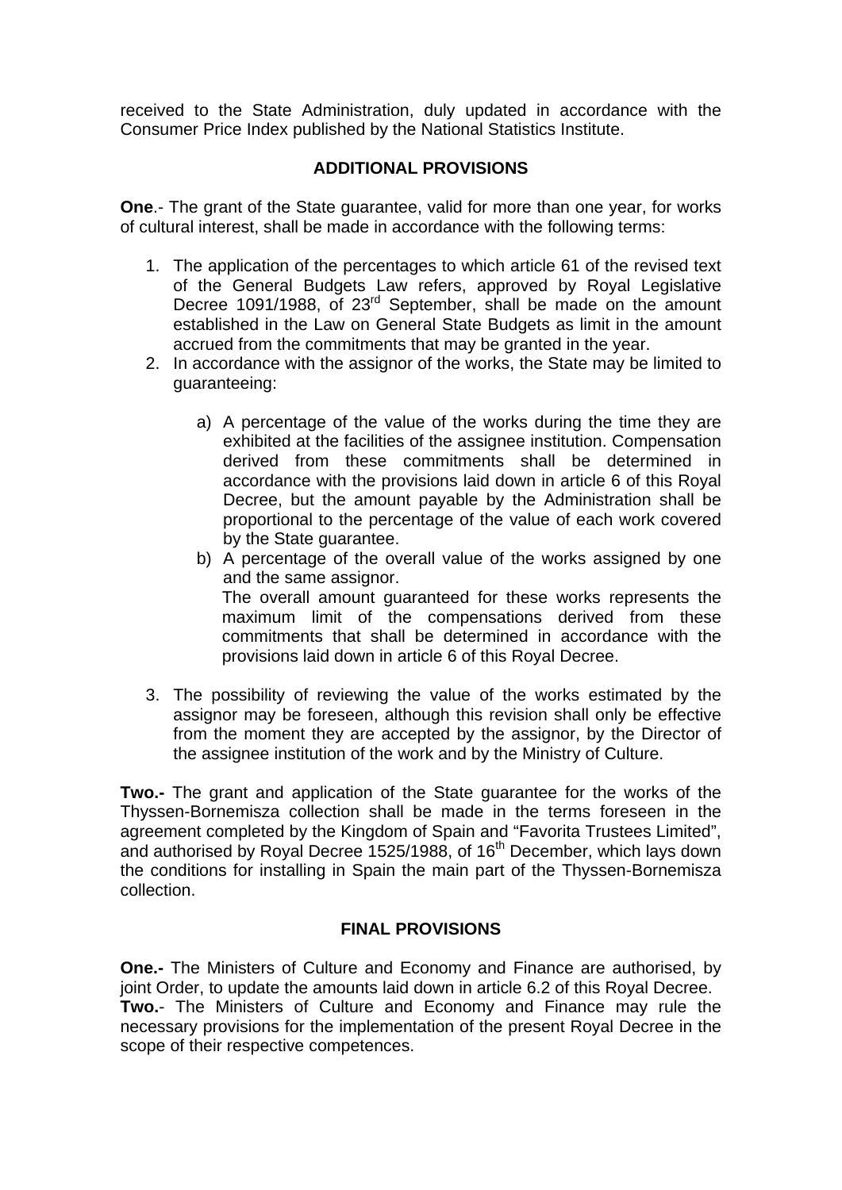received to the State Administration, duly updated in accordance with the Consumer Price Index published by the National Statistics Institute.

## ADDITIONAL PROVISIONS

**One**.- The grant of the State guarantee, valid for more than one year, for works of cultural interest, shall be made in accordance with the following terms:

1. The application of the percentages to which article 61 of the revised text of the General Budgets Law refers, approved by Royal Legislative Decree 1091/1988, of 23rd September, shall be made on the amount established in the Law on General State Budgets as limit in the amount accrued from the commitments that may be granted in the year.
2. In accordance with the assignor of the works, the State may be limited to guaranteeing:

   a) A percentage of the value of the works during the time they are exhibited at the facilities of the assignee institution. Compensation derived from these commitments shall be determined in accordance with the provisions laid down in article 6 of this Royal Decree, but the amount payable by the Administration shall be proportional to the percentage of the value of each work covered by the State guarantee.

   b) A percentage of the overall value of the works assigned by one and the same assignor.
   The overall amount guaranteed for these works represents the maximum limit of the compensations derived from these commitments that shall be determined in accordance with the provisions laid down in article 6 of this Royal Decree.

3. The possibility of reviewing the value of the works estimated by the assignor may be foreseen, although this revision shall only be effective from the moment they are accepted by the assignor, by the Director of the assignee institution of the work and by the Ministry of Culture.

**Two.-** The grant and application of the State guarantee for the works of the Thyssen-Bornemisza collection shall be made in the terms foreseen in the agreement completed by the Kingdom of Spain and "Favorita Trustees Limited", and authorised by Royal Decree 1525/1988, of 16th December, which lays down the conditions for installing in Spain the main part of the Thyssen-Bornemisza collection.

## FINAL PROVISIONS

**One.-** The Ministers of Culture and Economy and Finance are authorised, by joint Order, to update the amounts laid down in article 6.2 of this Royal Decree.
**Two.**- The Ministers of Culture and Economy and Finance may rule the necessary provisions for the implementation of the present Royal Decree in the scope of their respective competences.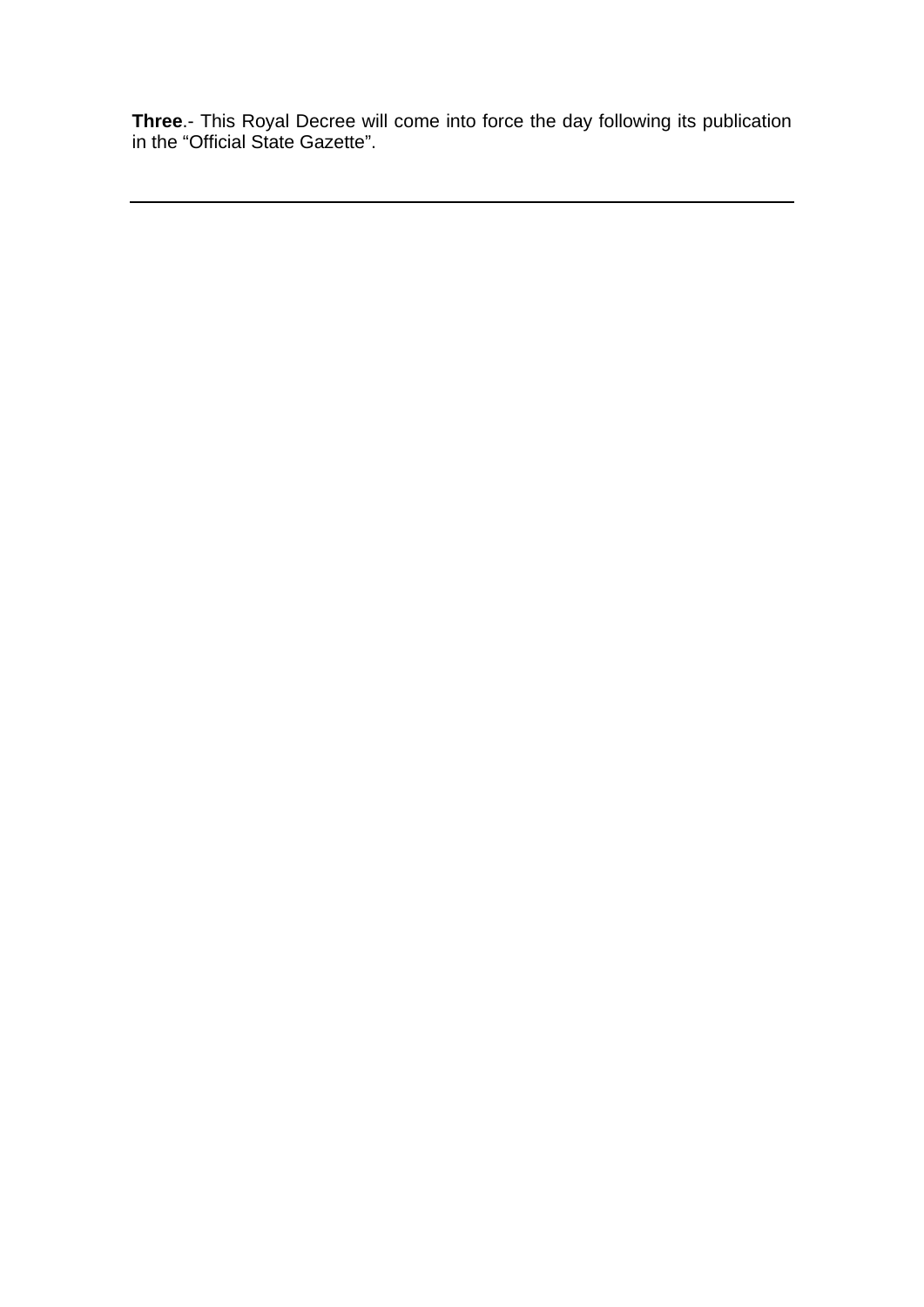**Three**.- This Royal Decree will come into force the day following its publication in the “Official State Gazette”.

---